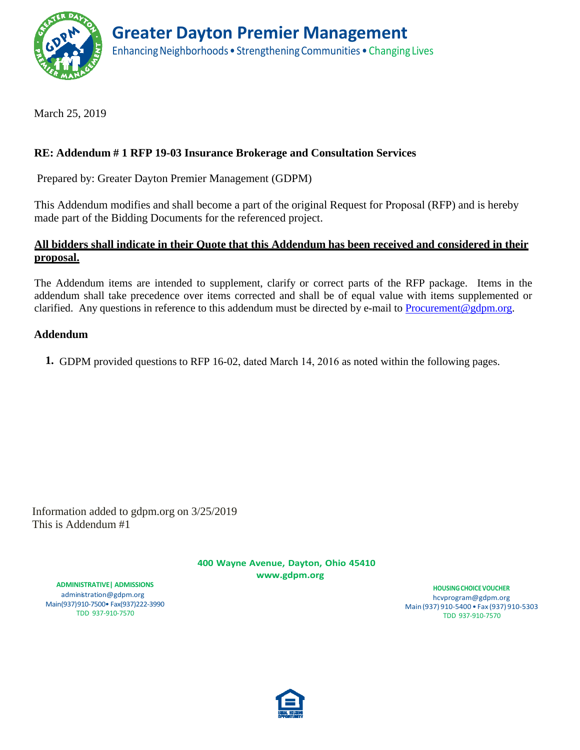# Greater Dayton Premier Management

Enhancing Neighborhoods • Strengthening Communities • Changing Lives

March 25, 2019

**RE: Addendum # 1 RFP 19-03 Insurance Brokerage and Consultation Services**

Prepared by: Greater Dayton Premier Management (GDPM)

This Addendum modifies and shall become a part of the original Request for Proposal (RFP) and is hereby made part of the Bidding Documents for the referenced project.

**All bidders shall indicate in their Quote that this Addendum has been received and considered in their proposal.**

The Addendum items are intended to supplement, clarify or correct parts of the RFP package. Items in the addendum shall take precedence over items corrected and shall be of equal value with items supplemented or clarified. Any questions in reference to this addendum must be directed by e-mail to Procurement@gdpm.org.

**Addendum**

1. GDPM provided questions to RFP 16-02, dated March 14, 2016 as noted within the following pages.

Information added to gdpm.org on 3/25/2019
This is Addendum #1

400 Wayne Avenue, Dayton, Ohio 45410
www.gdpm.org

ADMINISTRATIVE| ADMISSIONS
administration@gdpm.org
Main(937)910-7500• Fax(937)222-3990
TDD 937-910-7570

HOUSING CHOICE VOUCHER
hcvprogram@gdpm.org
Main (937) 910-5400 • Fax (937) 910-5303
TDD 937-910-7570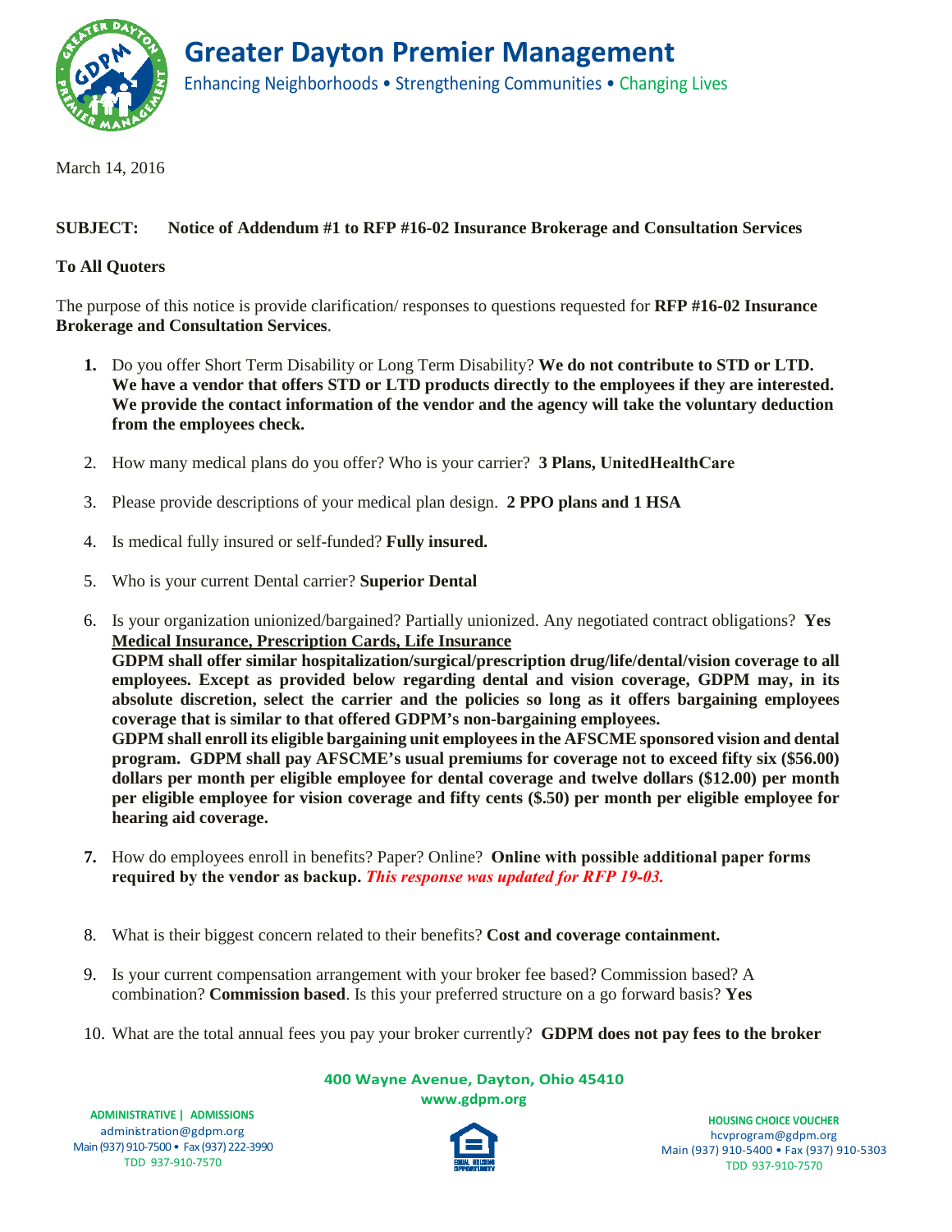# Greater Dayton Premier Management

Enhancing Neighborhoods • Strengthening Communities • Changing Lives

March 14, 2016

**SUBJECT: Notice of Addendum #1 to RFP #16-02 Insurance Brokerage and Consultation Services**

**To All Quoters**

The purpose of this notice is provide clarification/ responses to questions requested for **RFP #16-02 Insurance Brokerage and Consultation Services**.

1. Do you offer Short Term Disability or Long Term Disability? **We do not contribute to STD or LTD. We have a vendor that offers STD or LTD products directly to the employees if they are interested. We provide the contact information of the vendor and the agency will take the voluntary deduction from the employees check.**

2. How many medical plans do you offer? Who is your carrier? **3 Plans, UnitedHealthCare**

3. Please provide descriptions of your medical plan design. **2 PPO plans and 1 HSA**

4. Is medical fully insured or self-funded? **Fully insured.**

5. Who is your current Dental carrier? **Superior Dental**

6. Is your organization unionized/bargained? Partially unionized. Any negotiated contract obligations? **Yes**
   **<u>Medical Insurance, Prescription Cards, Life Insurance</u>**
   **GDPM shall offer similar hospitalization/surgical/prescription drug/life/dental/vision coverage to all employees. Except as provided below regarding dental and vision coverage, GDPM may, in its absolute discretion, select the carrier and the policies so long as it offers bargaining employees coverage that is similar to that offered GDPM's non-bargaining employees.**
   **GDPM shall enroll its eligible bargaining unit employees in the AFSCME sponsored vision and dental program. GDPM shall pay AFSCME's usual premiums for coverage not to exceed fifty six ($56.00) dollars per month per eligible employee for dental coverage and twelve dollars ($12.00) per month per eligible employee for vision coverage and fifty cents ($.50) per month per eligible employee for hearing aid coverage.**

7. How do employees enroll in benefits? Paper? Online? **Online with possible additional paper forms required by the vendor as backup.** ***This response was updated for RFP 19-03.***

8. What is their biggest concern related to their benefits? **Cost and coverage containment.**

9. Is your current compensation arrangement with your broker fee based? Commission based? A combination? **Commission based**. Is this your preferred structure on a go forward basis? **Yes**

10. What are the total annual fees you pay your broker currently? **GDPM does not pay fees to the broker**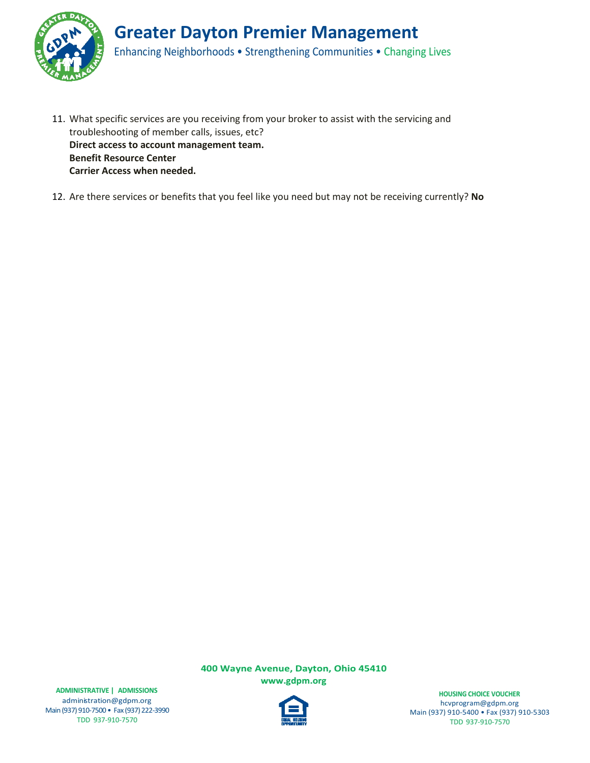11. What specific services are you receiving from your broker to assist with the servicing and troubleshooting of member calls, issues, etc?
    **Direct access to account management team.**
    **Benefit Resource Center**
    **Carrier Access when needed.**

12. Are there services or benefits that you feel like you need but may not be receiving currently? **No**